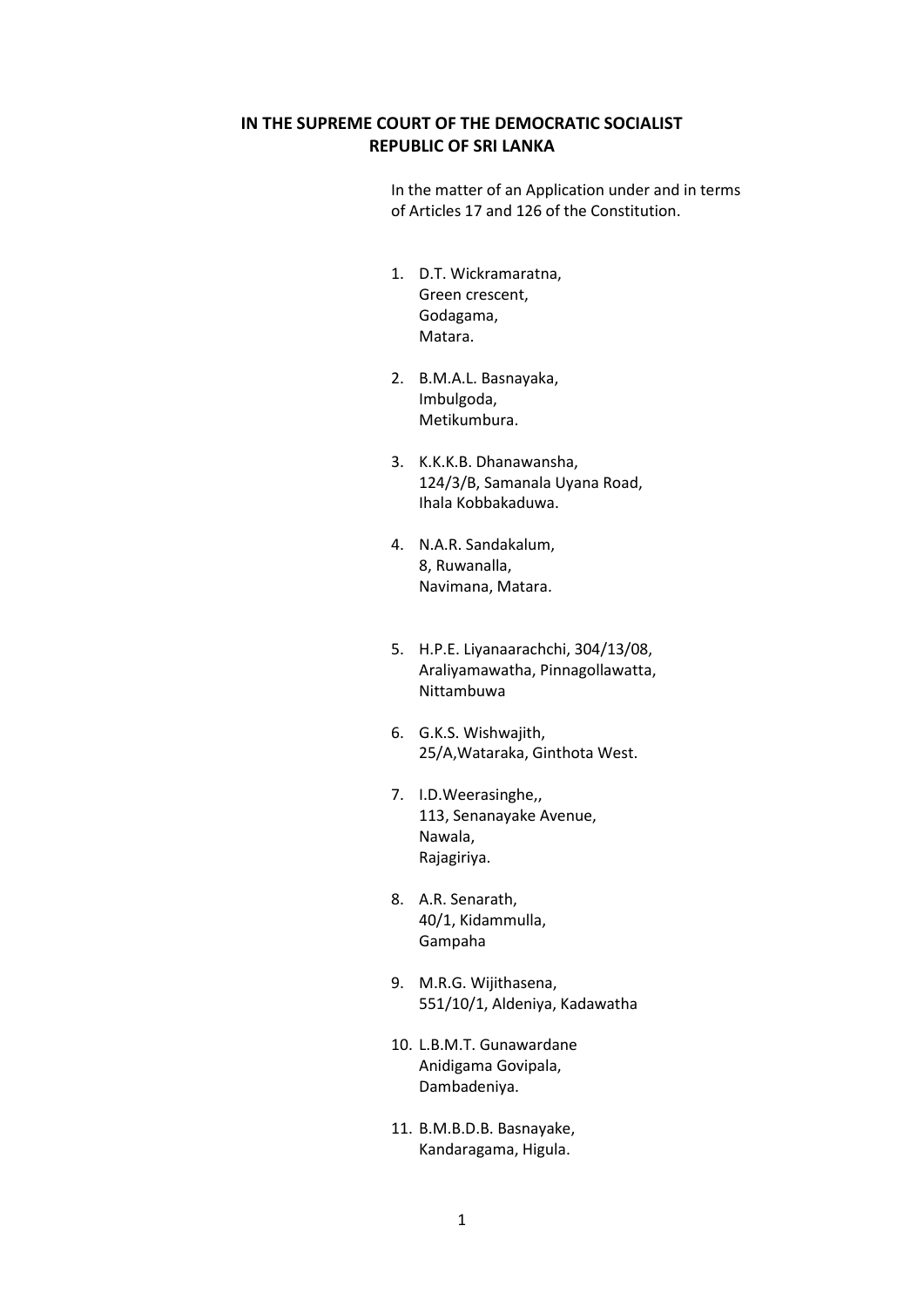**IN THE SUPREME COURT OF THE DEMOCRATIC SOCIALIST REPUBLIC OF SRI LANKA**

In the matter of an Application under and in terms of Articles 17 and 126 of the Constitution.

1. D.T. Wickramaratna,
   Green crescent,
   Godagama,
   Matara.

2. B.M.A.L. Basnayaka,
   Imbulgoda,
   Metikumbura.

3. K.K.K.B. Dhanawansha,
   124/3/B, Samanala Uyana Road,
   Ihala Kobbakaduwa.

4. N.A.R. Sandakalum,
   8, Ruwanalla,
   Navimana, Matara.

5. H.P.E. Liyanaarachchi, 304/13/08,
   Araliyamawatha, Pinnagollawatta,
   Nittambuwa

6. G.K.S. Wishwajith,
   25/A,Wataraka, Ginthota West.

7. I.D.Weerasinghe,,
   113, Senanayake Avenue,
   Nawala,
   Rajagiriya.

8. A.R. Senarath,
   40/1, Kidammulla,
   Gampaha

9. M.R.G. Wijithasena,
   551/10/1, Aldeniya, Kadawatha

10. L.B.M.T. Gunawardane
    Anidigama Govipala,
    Dambadeniya.

11. B.M.B.D.B. Basnayake,
    Kandaragama, Higula.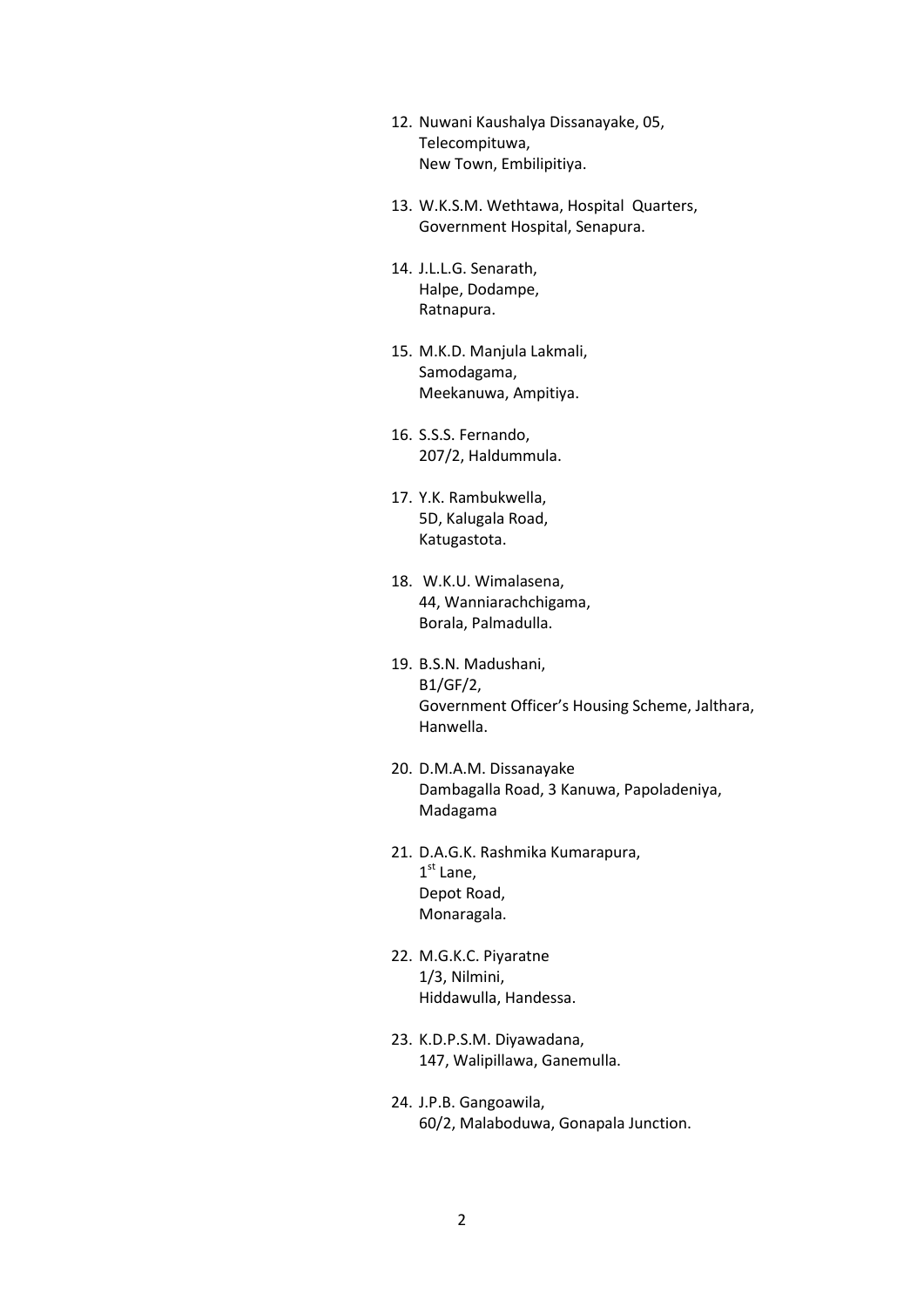12. Nuwani Kaushalya Dissanayake, 05,  
    Telecompituwa,  
    New Town, Embilipitiya.

13. W.K.S.M. Wethtawa, Hospital Quarters,  
    Government Hospital, Senapura.

14. J.L.L.G. Senarath,  
    Halpe, Dodampe,  
    Ratnapura.

15. M.K.D. Manjula Lakmali,  
    Samodagama,  
    Meekanuwa, Ampitiya.

16. S.S.S. Fernando,  
    207/2, Haldummula.

17. Y.K. Rambukwella,  
    5D, Kalugala Road,  
    Katugastota.

18. W.K.U. Wimalasena,  
    44, Wanniarachchigama,  
    Borala, Palmadulla.

19. B.S.N. Madushani,  
    B1/GF/2,  
    Government Officer's Housing Scheme, Jalthara,  
    Hanwella.

20. D.M.A.M. Dissanayake  
    Dambagalla Road, 3 Kanuwa, Papoladeniya,  
    Madagama

21. D.A.G.K. Rashmika Kumarapura,  
    1st Lane,  
    Depot Road,  
    Monaragala.

22. M.G.K.C. Piyaratne  
    1/3, Nilmini,  
    Hiddawulla, Handessa.

23. K.D.P.S.M. Diyawadana,  
    147, Walipillawa, Ganemulla.

24. J.P.B. Gangoawila,  
    60/2, Malaboduwa, Gonapala Junction.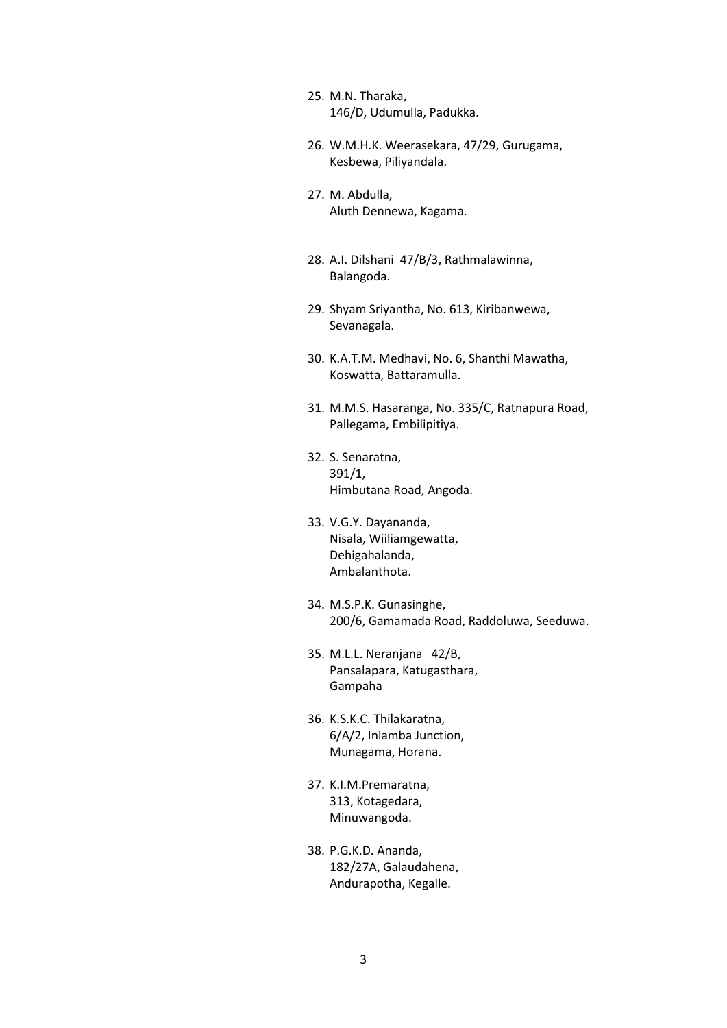25. M.N. Tharaka,
    146/D, Udumulla, Padukka.

26. W.M.H.K. Weerasekara, 47/29, Gurugama,
    Kesbewa, Piliyandala.

27. M. Abdulla,
    Aluth Dennewa, Kagama.

28. A.I. Dilshani 47/B/3, Rathmalawinna,
    Balangoda.

29. Shyam Sriyantha, No. 613, Kiribanwewa,
    Sevanagala.

30. K.A.T.M. Medhavi, No. 6, Shanthi Mawatha,
    Koswatta, Battaramulla.

31. M.M.S. Hasaranga, No. 335/C, Ratnapura Road,
    Pallegama, Embilipitiya.

32. S. Senaratna,
    391/1,
    Himbutana Road, Angoda.

33. V.G.Y. Dayananda,
    Nisala, Wiiliamgewatta,
    Dehigahalanda,
    Ambalanthota.

34. M.S.P.K. Gunasinghe,
    200/6, Gamamada Road, Raddoluwa, Seeduwa.

35. M.L.L. Neranjana 42/B,
    Pansalapara, Katugasthara,
    Gampaha

36. K.S.K.C. Thilakaratna,
    6/A/2, Inlamba Junction,
    Munagama, Horana.

37. K.I.M.Premaratna,
    313, Kotagedara,
    Minuwangoda.

38. P.G.K.D. Ananda,
    182/27A, Galaudahena,
    Andurapotha, Kegalle.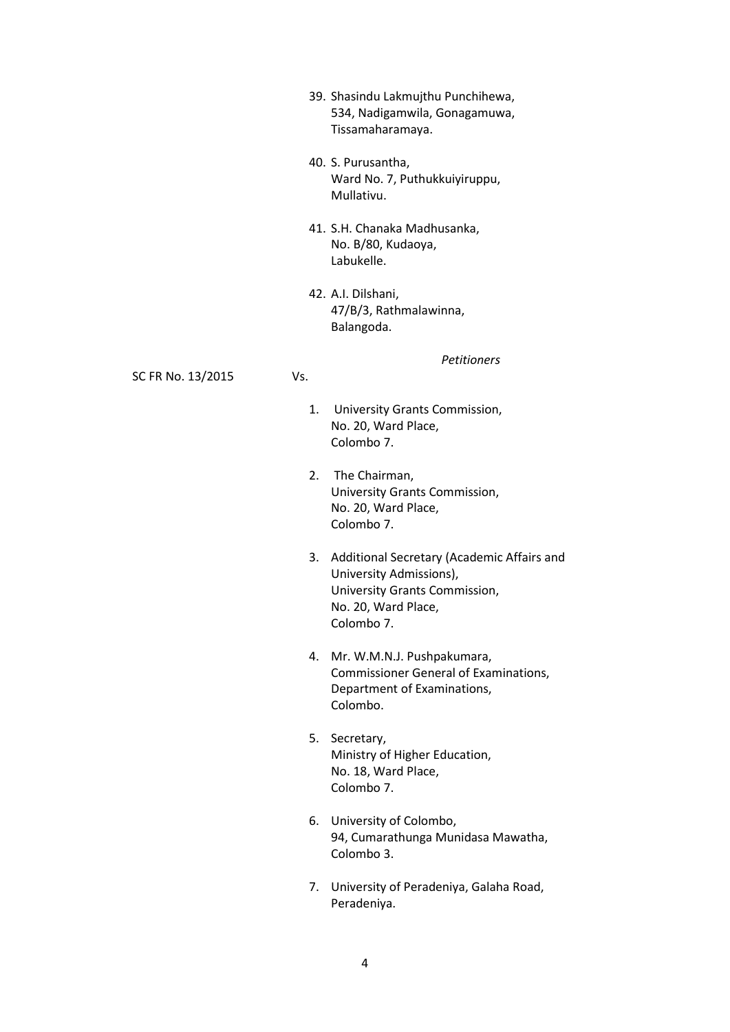39. Shasindu Lakmujthu Punchihewa,
    534, Nadigamwila, Gonagamuwa,
    Tissamaharamaya.

40. S. Purusantha,
    Ward No. 7, Puthukkuiyiruppu,
    Mullativu.

41. S.H. Chanaka Madhusanka,
    No. B/80, Kudaoya,
    Labukelle.

42. A.I. Dilshani,
    47/B/3, Rathmalawinna,
    Balangoda.

*Petitioners*

SC FR No. 13/2015 Vs.

1. University Grants Commission,
   No. 20, Ward Place,
   Colombo 7.

2. The Chairman,
   University Grants Commission,
   No. 20, Ward Place,
   Colombo 7.

3. Additional Secretary (Academic Affairs and
   University Admissions),
   University Grants Commission,
   No. 20, Ward Place,
   Colombo 7.

4. Mr. W.M.N.J. Pushpakumara,
   Commissioner General of Examinations,
   Department of Examinations,
   Colombo.

5. Secretary,
   Ministry of Higher Education,
   No. 18, Ward Place,
   Colombo 7.

6. University of Colombo,
   94, Cumarathunga Munidasa Mawatha,
   Colombo 3.

7. University of Peradeniya, Galaha Road,
   Peradeniya.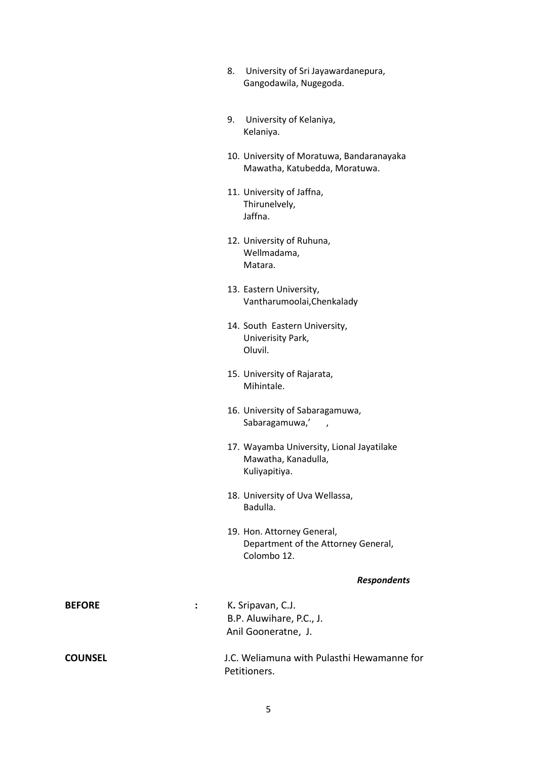8. University of Sri Jayawardanepura, Gangodawila, Nugegoda.

9. University of Kelaniya, Kelaniya.

10. University of Moratuwa, Bandaranayaka Mawatha, Katubedda, Moratuwa.

11. University of Jaffna, Thirunelvely, Jaffna.

12. University of Ruhuna, Wellmadama, Matara.

13. Eastern University, Vantharumoolai,Chenkalady

14. South Eastern University, Univerisity Park, Oluvil.

15. University of Rajarata, Mihintale.

16. University of Sabaragamuwa, Sabaragamuwa,' ,

17. Wayamba University, Lional Jayatilake Mawatha, Kanadulla, Kuliyapitiya.

18. University of Uva Wellassa, Badulla.

19. Hon. Attorney General, Department of the Attorney General, Colombo 12.

***Respondents***

**BEFORE** : K**.** Sripavan, C.J.
B.P. Aluwihare, P.C., J.
Anil Gooneratne, J.

**COUNSEL** J.C. Weliamuna with Pulasthi Hewamanne for Petitioners.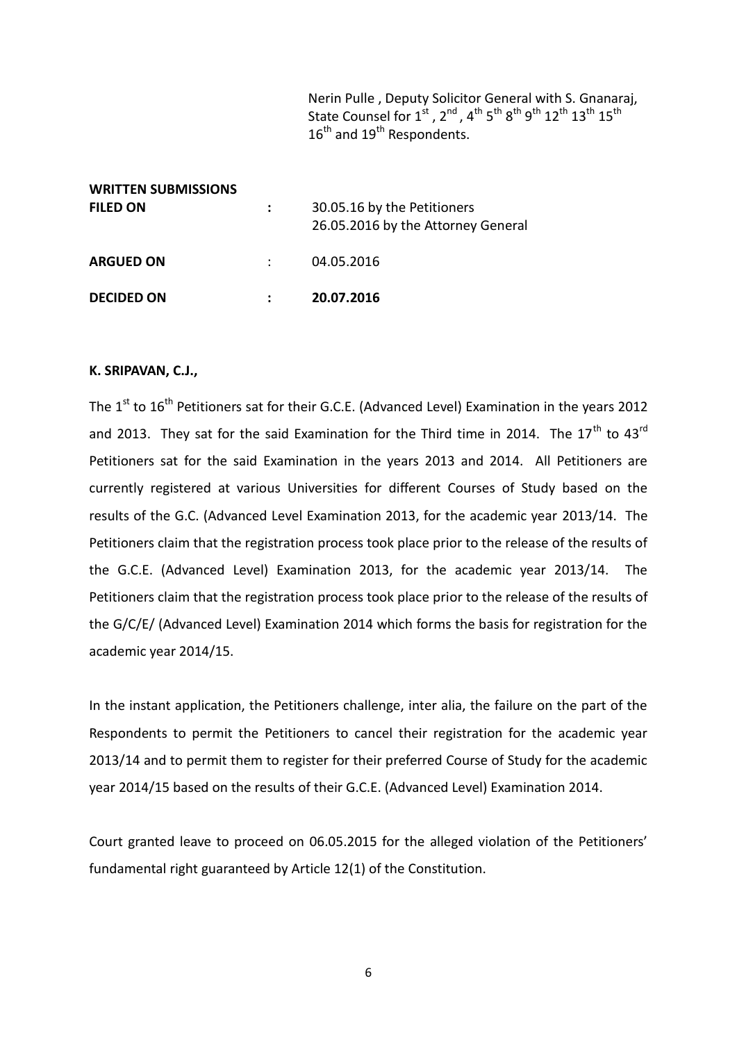Nerin Pulle , Deputy Solicitor General with S. Gnanaraj, State Counsel for 1st , 2nd , 4th 5th 8th 9th 12th 13th 15th 16th and 19th Respondents.

**WRITTEN SUBMISSIONS FILED ON** : 30.05.16 by the Petitioners
26.05.2016 by the Attorney General

**ARGUED ON** : 04.05.2016

**DECIDED ON** : **20.07.2016**

**K. SRIPAVAN, C.J.,**

The 1st to 16th Petitioners sat for their G.C.E. (Advanced Level) Examination in the years 2012 and 2013. They sat for the said Examination for the Third time in 2014. The 17th to 43rd Petitioners sat for the said Examination in the years 2013 and 2014. All Petitioners are currently registered at various Universities for different Courses of Study based on the results of the G.C. (Advanced Level Examination 2013, for the academic year 2013/14. The Petitioners claim that the registration process took place prior to the release of the results of the G.C.E. (Advanced Level) Examination 2013, for the academic year 2013/14. The Petitioners claim that the registration process took place prior to the release of the results of the G/C/E/ (Advanced Level) Examination 2014 which forms the basis for registration for the academic year 2014/15.

In the instant application, the Petitioners challenge, inter alia, the failure on the part of the Respondents to permit the Petitioners to cancel their registration for the academic year 2013/14 and to permit them to register for their preferred Course of Study for the academic year 2014/15 based on the results of their G.C.E. (Advanced Level) Examination 2014.

Court granted leave to proceed on 06.05.2015 for the alleged violation of the Petitioners' fundamental right guaranteed by Article 12(1) of the Constitution.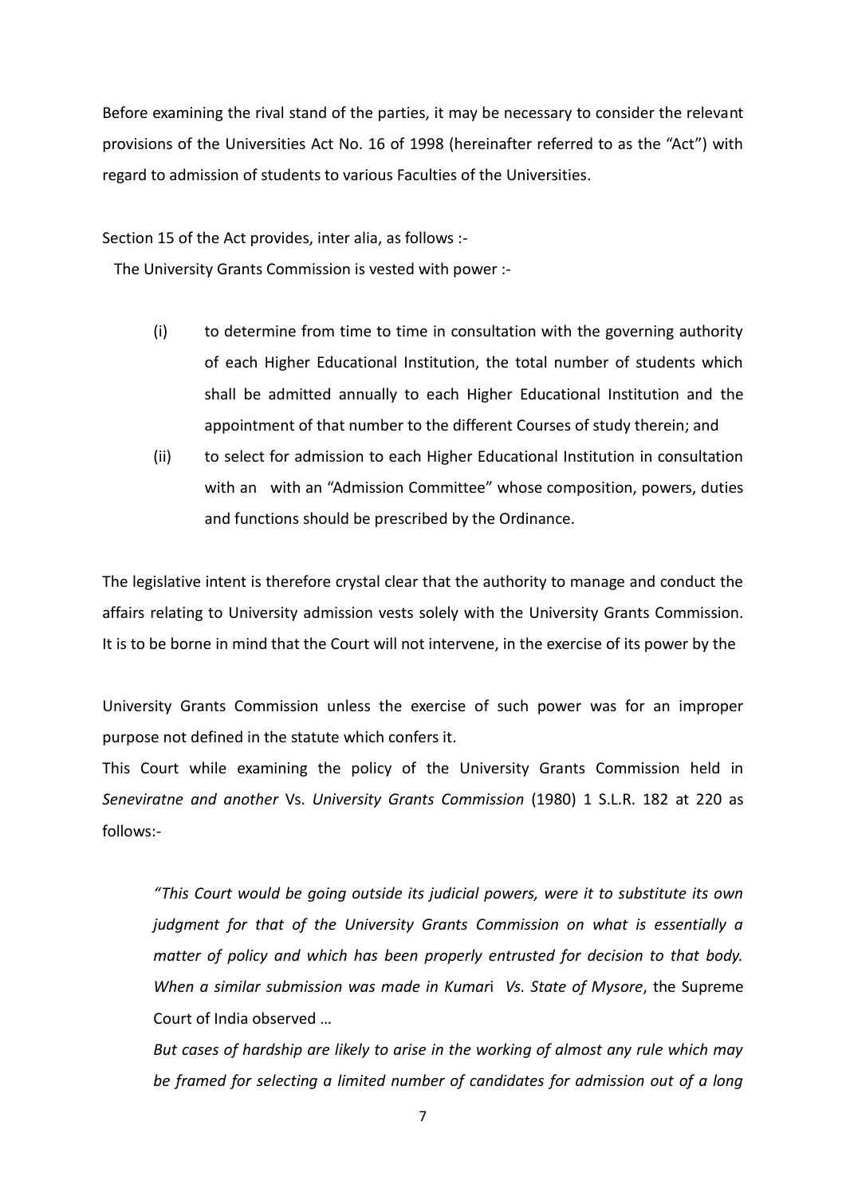Before examining the rival stand of the parties, it may be necessary to consider the relevant provisions of the Universities Act No. 16 of 1998 (hereinafter referred to as the "Act") with regard to admission of students to various Faculties of the Universities.

Section 15 of the Act provides, inter alia, as follows :-

The University Grants Commission is vested with power :-

(i) to determine from time to time in consultation with the governing authority of each Higher Educational Institution, the total number of students which shall be admitted annually to each Higher Educational Institution and the appointment of that number to the different Courses of study therein; and

(ii) to select for admission to each Higher Educational Institution in consultation with an with an "Admission Committee" whose composition, powers, duties and functions should be prescribed by the Ordinance.

The legislative intent is therefore crystal clear that the authority to manage and conduct the affairs relating to University admission vests solely with the University Grants Commission. It is to be borne in mind that the Court will not intervene, in the exercise of its power by the University Grants Commission unless the exercise of such power was for an improper purpose not defined in the statute which confers it.

This Court while examining the policy of the University Grants Commission held in *Seneviratne and another* Vs. *University Grants Commission* (1980) 1 S.L.R. 182 at 220 as follows:-

> *"This Court would be going outside its judicial powers, were it to substitute its own judgment for that of the University Grants Commission on what is essentially a matter of policy and which has been properly entrusted for decision to that body. When a similar submission was made in Kumari Vs. State of Mysore*, the Supreme Court of India observed …
>
> *But cases of hardship are likely to arise in the working of almost any rule which may be framed for selecting a limited number of candidates for admission out of a long*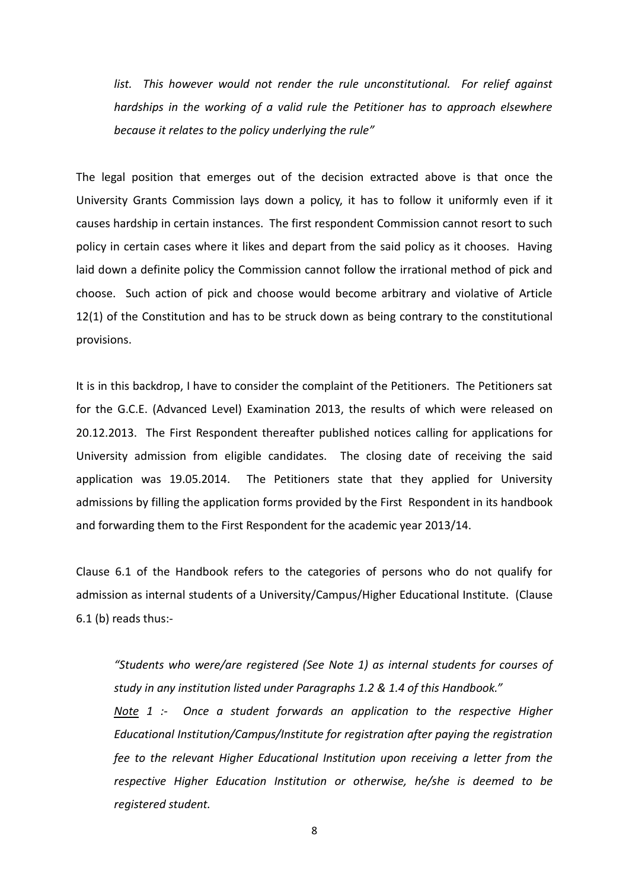*list. This however would not render the rule unconstitutional. For relief against hardships in the working of a valid rule the Petitioner has to approach elsewhere because it relates to the policy underlying the rule"*

The legal position that emerges out of the decision extracted above is that once the University Grants Commission lays down a policy, it has to follow it uniformly even if it causes hardship in certain instances. The first respondent Commission cannot resort to such policy in certain cases where it likes and depart from the said policy as it chooses. Having laid down a definite policy the Commission cannot follow the irrational method of pick and choose. Such action of pick and choose would become arbitrary and violative of Article 12(1) of the Constitution and has to be struck down as being contrary to the constitutional provisions.

It is in this backdrop, I have to consider the complaint of the Petitioners. The Petitioners sat for the G.C.E. (Advanced Level) Examination 2013, the results of which were released on 20.12.2013. The First Respondent thereafter published notices calling for applications for University admission from eligible candidates. The closing date of receiving the said application was 19.05.2014. The Petitioners state that they applied for University admissions by filling the application forms provided by the First Respondent in its handbook and forwarding them to the First Respondent for the academic year 2013/14.

Clause 6.1 of the Handbook refers to the categories of persons who do not qualify for admission as internal students of a University/Campus/Higher Educational Institute. (Clause 6.1 (b) reads thus:-

> *"Students who were/are registered (See Note 1) as internal students for courses of study in any institution listed under Paragraphs 1.2 & 1.4 of this Handbook."*
>
> *<u>Note</u> 1 :- Once a student forwards an application to the respective Higher Educational Institution/Campus/Institute for registration after paying the registration fee to the relevant Higher Educational Institution upon receiving a letter from the respective Higher Education Institution or otherwise, he/she is deemed to be registered student.*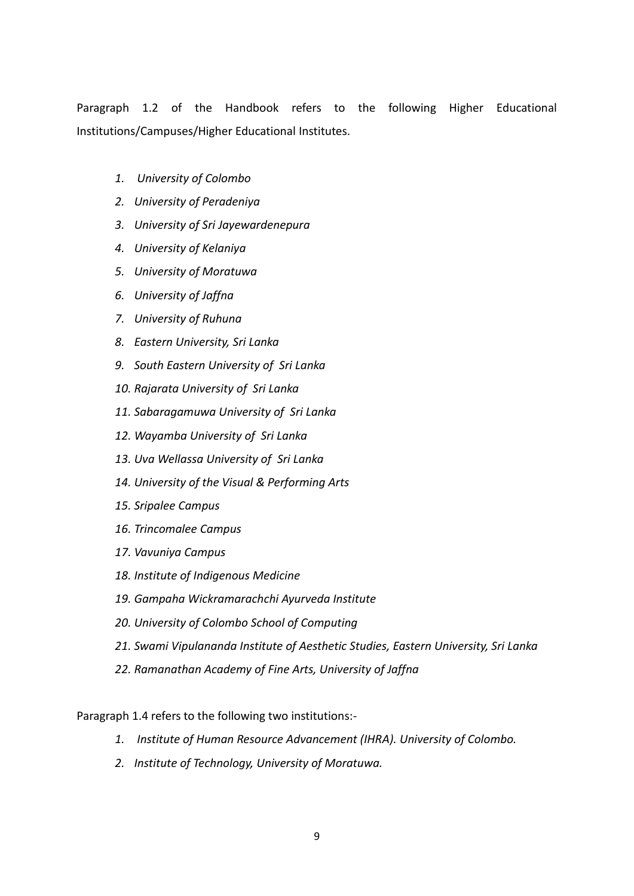Paragraph 1.2 of the Handbook refers to the following Higher Educational Institutions/Campuses/Higher Educational Institutes.

1. *University of Colombo*
2. *University of Peradeniya*
3. *University of Sri Jayewardenepura*
4. *University of Kelaniya*
5. *University of Moratuwa*
6. *University of Jaffna*
7. *University of Ruhuna*
8. *Eastern University, Sri Lanka*
9. *South Eastern University of Sri Lanka*
10. *Rajarata University of Sri Lanka*
11. *Sabaragamuwa University of Sri Lanka*
12. *Wayamba University of Sri Lanka*
13. *Uva Wellassa University of Sri Lanka*
14. *University of the Visual & Performing Arts*
15. *Sripalee Campus*
16. *Trincomalee Campus*
17. *Vavuniya Campus*
18. *Institute of Indigenous Medicine*
19. *Gampaha Wickramarachchi Ayurveda Institute*
20. *University of Colombo School of Computing*
21. *Swami Vipulananda Institute of Aesthetic Studies, Eastern University, Sri Lanka*
22. *Ramanathan Academy of Fine Arts, University of Jaffna*

Paragraph 1.4 refers to the following two institutions:-

1. *Institute of Human Resource Advancement (IHRA). University of Colombo.*
2. *Institute of Technology, University of Moratuwa.*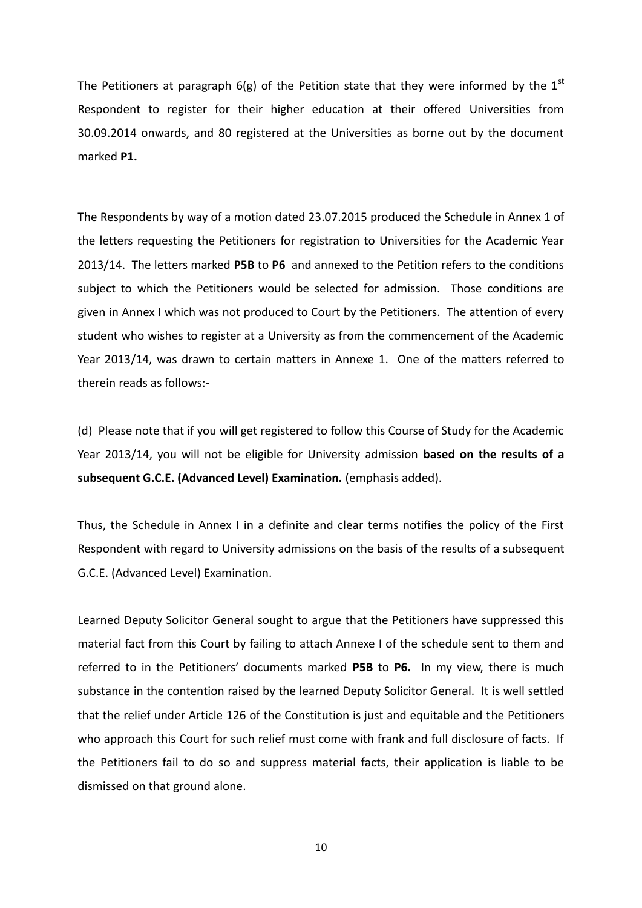The Petitioners at paragraph 6(g) of the Petition state that they were informed by the 1st Respondent to register for their higher education at their offered Universities from 30.09.2014 onwards, and 80 registered at the Universities as borne out by the document marked **P1.**

The Respondents by way of a motion dated 23.07.2015 produced the Schedule in Annex 1 of the letters requesting the Petitioners for registration to Universities for the Academic Year 2013/14. The letters marked **P5B** to **P6** and annexed to the Petition refers to the conditions subject to which the Petitioners would be selected for admission. Those conditions are given in Annex I which was not produced to Court by the Petitioners. The attention of every student who wishes to register at a University as from the commencement of the Academic Year 2013/14, was drawn to certain matters in Annexe 1. One of the matters referred to therein reads as follows:-

(d) Please note that if you will get registered to follow this Course of Study for the Academic Year 2013/14, you will not be eligible for University admission **based on the results of a subsequent G.C.E. (Advanced Level) Examination.** (emphasis added).

Thus, the Schedule in Annex I in a definite and clear terms notifies the policy of the First Respondent with regard to University admissions on the basis of the results of a subsequent G.C.E. (Advanced Level) Examination.

Learned Deputy Solicitor General sought to argue that the Petitioners have suppressed this material fact from this Court by failing to attach Annexe I of the schedule sent to them and referred to in the Petitioners' documents marked **P5B** to **P6.** In my view, there is much substance in the contention raised by the learned Deputy Solicitor General. It is well settled that the relief under Article 126 of the Constitution is just and equitable and the Petitioners who approach this Court for such relief must come with frank and full disclosure of facts. If the Petitioners fail to do so and suppress material facts, their application is liable to be dismissed on that ground alone.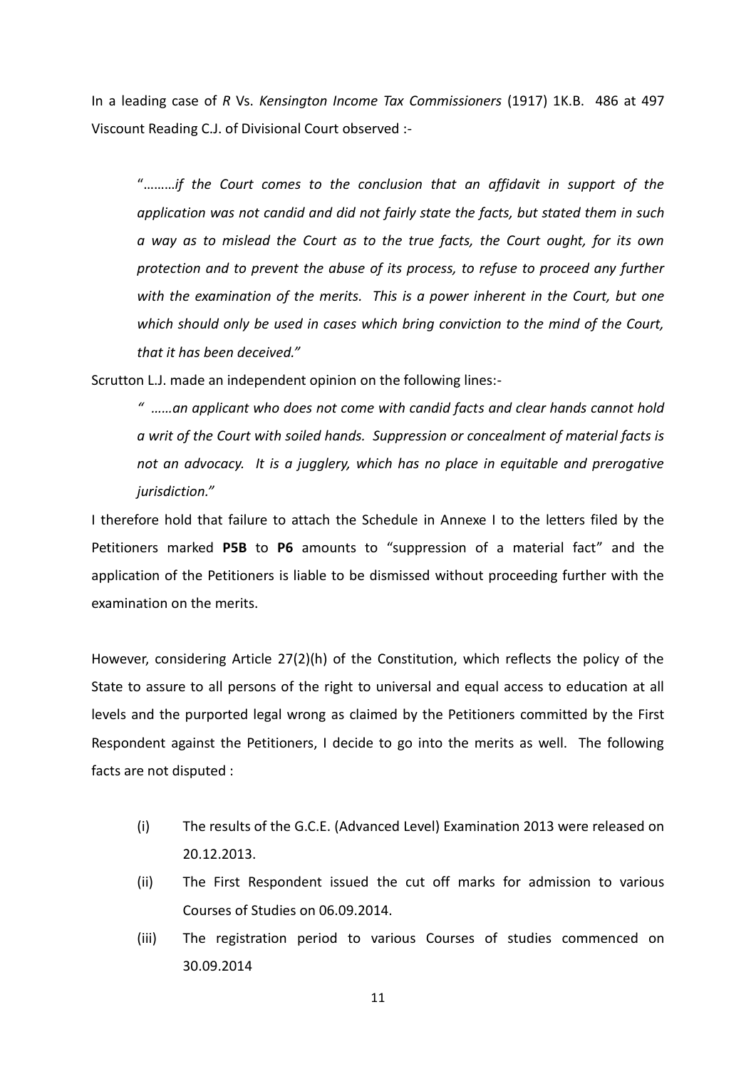In a leading case of *R* Vs. *Kensington Income Tax Commissioners* (1917) 1K.B. 486 at 497 Viscount Reading C.J. of Divisional Court observed :-

> "………*if the Court comes to the conclusion that an affidavit in support of the application was not candid and did not fairly state the facts, but stated them in such a way as to mislead the Court as to the true facts, the Court ought, for its own protection and to prevent the abuse of its process, to refuse to proceed any further with the examination of the merits. This is a power inherent in the Court, but one which should only be used in cases which bring conviction to the mind of the Court, that it has been deceived."*

Scrutton L.J. made an independent opinion on the following lines:-

> *" ……an applicant who does not come with candid facts and clear hands cannot hold a writ of the Court with soiled hands. Suppression or concealment of material facts is not an advocacy. It is a jugglery, which has no place in equitable and prerogative jurisdiction."*

I therefore hold that failure to attach the Schedule in Annexe I to the letters filed by the Petitioners marked **P5B** to **P6** amounts to "suppression of a material fact" and the application of the Petitioners is liable to be dismissed without proceeding further with the examination on the merits.

However, considering Article 27(2)(h) of the Constitution, which reflects the policy of the State to assure to all persons of the right to universal and equal access to education at all levels and the purported legal wrong as claimed by the Petitioners committed by the First Respondent against the Petitioners, I decide to go into the merits as well. The following facts are not disputed :

(i) The results of the G.C.E. (Advanced Level) Examination 2013 were released on 20.12.2013.

(ii) The First Respondent issued the cut off marks for admission to various Courses of Studies on 06.09.2014.

(iii) The registration period to various Courses of studies commenced on 30.09.2014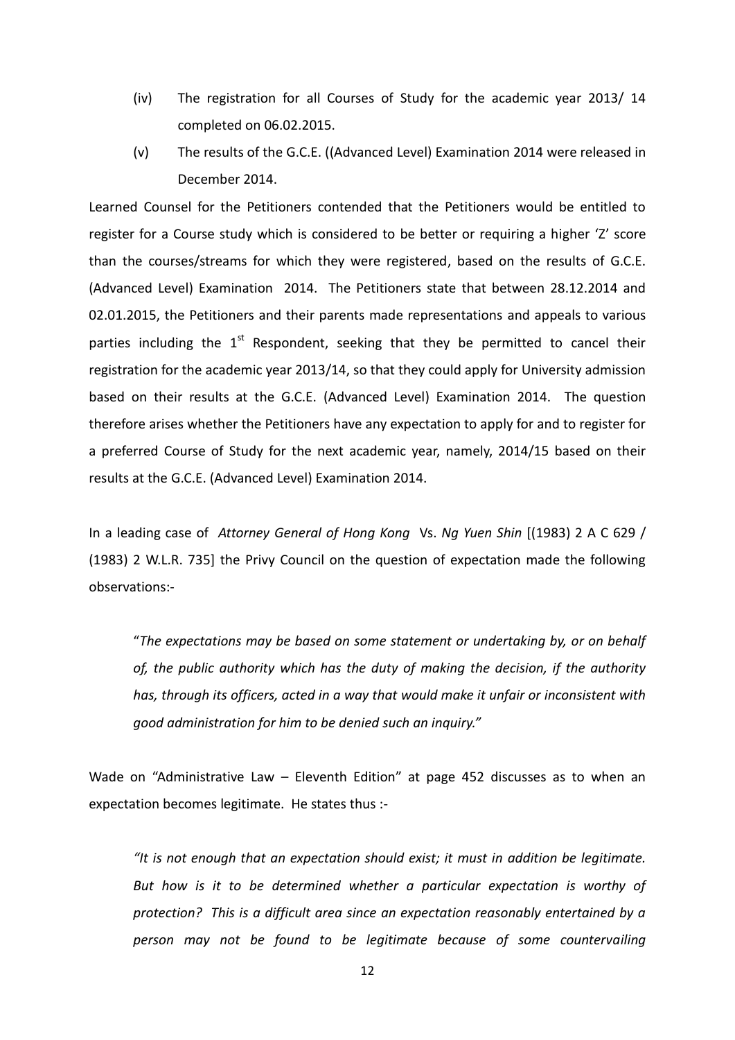(iv) The registration for all Courses of Study for the academic year 2013/ 14 completed on 06.02.2015.

(v) The results of the G.C.E. ((Advanced Level) Examination 2014 were released in December 2014.

Learned Counsel for the Petitioners contended that the Petitioners would be entitled to register for a Course study which is considered to be better or requiring a higher 'Z' score than the courses/streams for which they were registered, based on the results of G.C.E. (Advanced Level) Examination 2014. The Petitioners state that between 28.12.2014 and 02.01.2015, the Petitioners and their parents made representations and appeals to various parties including the 1st Respondent, seeking that they be permitted to cancel their registration for the academic year 2013/14, so that they could apply for University admission based on their results at the G.C.E. (Advanced Level) Examination 2014. The question therefore arises whether the Petitioners have any expectation to apply for and to register for a preferred Course of Study for the next academic year, namely, 2014/15 based on their results at the G.C.E. (Advanced Level) Examination 2014.

In a leading case of *Attorney General of Hong Kong* Vs. *Ng Yuen Shin* [(1983) 2 A C 629 / (1983) 2 W.L.R. 735] the Privy Council on the question of expectation made the following observations:-

> "*The expectations may be based on some statement or undertaking by, or on behalf of, the public authority which has the duty of making the decision, if the authority has, through its officers, acted in a way that would make it unfair or inconsistent with good administration for him to be denied such an inquiry.*"

Wade on "Administrative Law – Eleventh Edition" at page 452 discusses as to when an expectation becomes legitimate. He states thus :-

> *"It is not enough that an expectation should exist; it must in addition be legitimate. But how is it to be determined whether a particular expectation is worthy of protection? This is a difficult area since an expectation reasonably entertained by a person may not be found to be legitimate because of some countervailing*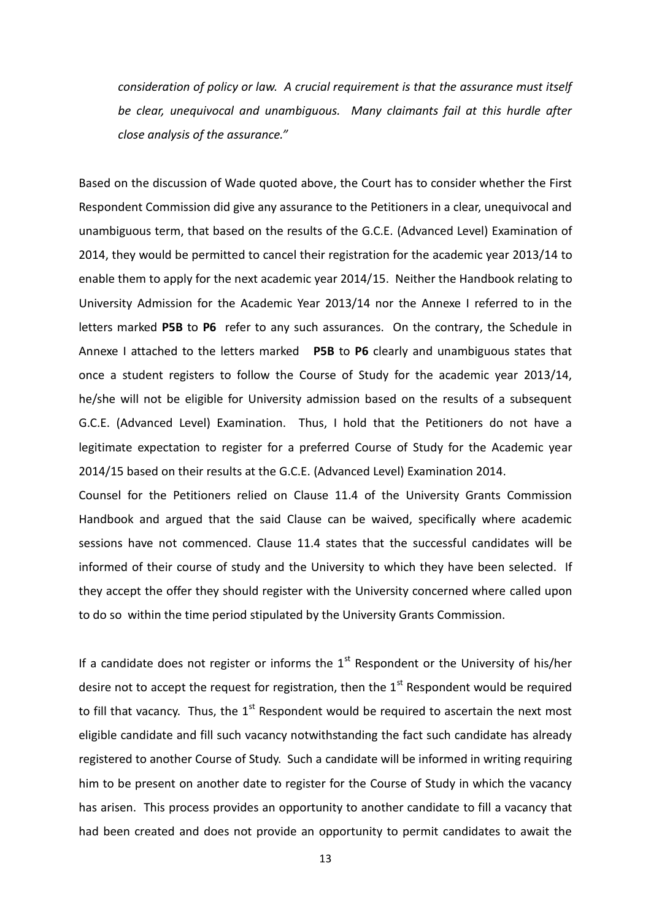*consideration of policy or law. A crucial requirement is that the assurance must itself be clear, unequivocal and unambiguous. Many claimants fail at this hurdle after close analysis of the assurance."*

Based on the discussion of Wade quoted above, the Court has to consider whether the First Respondent Commission did give any assurance to the Petitioners in a clear, unequivocal and unambiguous term, that based on the results of the G.C.E. (Advanced Level) Examination of 2014, they would be permitted to cancel their registration for the academic year 2013/14 to enable them to apply for the next academic year 2014/15. Neither the Handbook relating to University Admission for the Academic Year 2013/14 nor the Annexe I referred to in the letters marked **P5B** to **P6** refer to any such assurances. On the contrary, the Schedule in Annexe I attached to the letters marked **P5B** to **P6** clearly and unambiguous states that once a student registers to follow the Course of Study for the academic year 2013/14, he/she will not be eligible for University admission based on the results of a subsequent G.C.E. (Advanced Level) Examination. Thus, I hold that the Petitioners do not have a legitimate expectation to register for a preferred Course of Study for the Academic year 2014/15 based on their results at the G.C.E. (Advanced Level) Examination 2014.

Counsel for the Petitioners relied on Clause 11.4 of the University Grants Commission Handbook and argued that the said Clause can be waived, specifically where academic sessions have not commenced. Clause 11.4 states that the successful candidates will be informed of their course of study and the University to which they have been selected. If they accept the offer they should register with the University concerned where called upon to do so within the time period stipulated by the University Grants Commission.

If a candidate does not register or informs the 1st Respondent or the University of his/her desire not to accept the request for registration, then the 1st Respondent would be required to fill that vacancy. Thus, the 1st Respondent would be required to ascertain the next most eligible candidate and fill such vacancy notwithstanding the fact such candidate has already registered to another Course of Study. Such a candidate will be informed in writing requiring him to be present on another date to register for the Course of Study in which the vacancy has arisen. This process provides an opportunity to another candidate to fill a vacancy that had been created and does not provide an opportunity to permit candidates to await the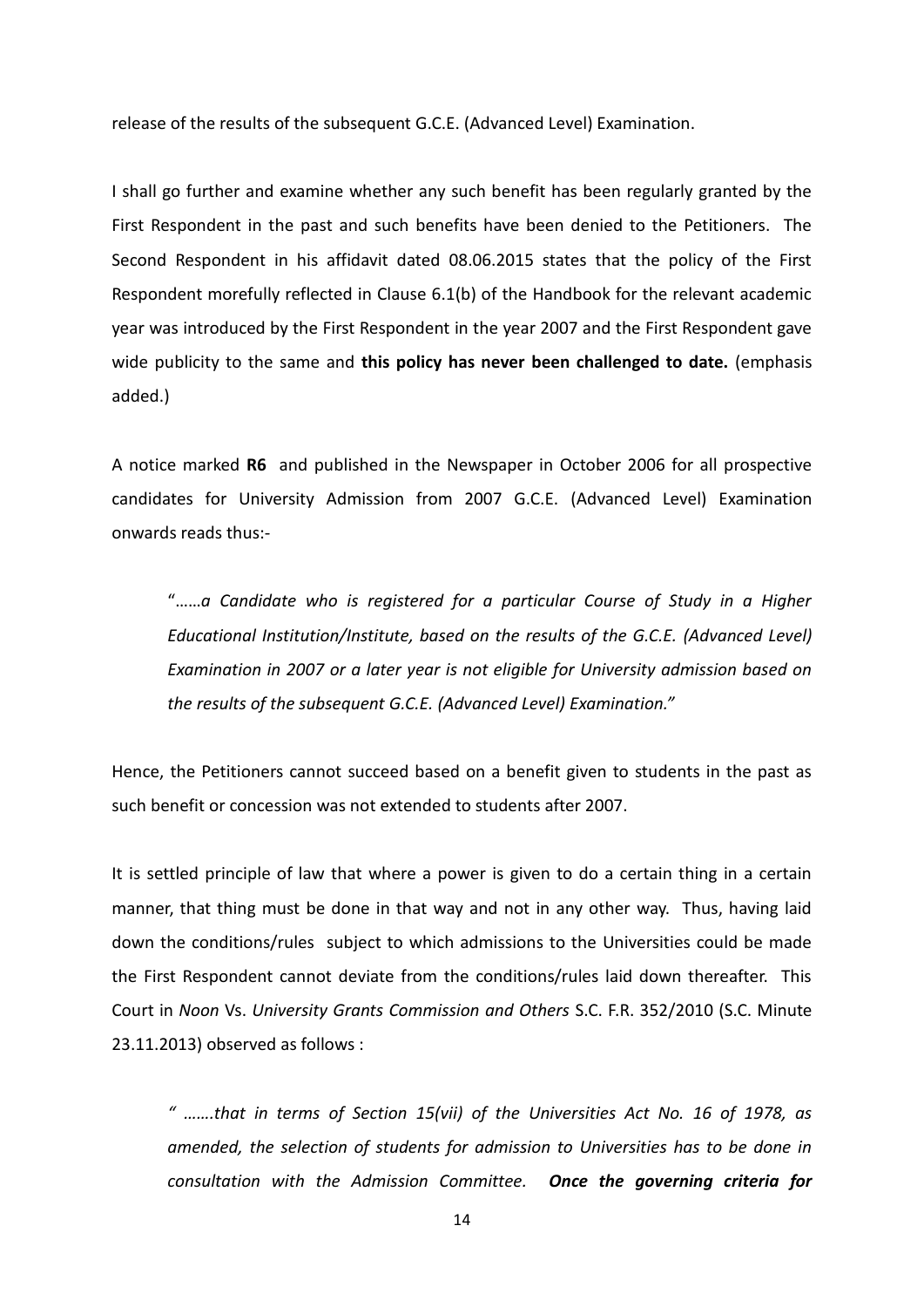release of the results of the subsequent G.C.E. (Advanced Level) Examination.

I shall go further and examine whether any such benefit has been regularly granted by the First Respondent in the past and such benefits have been denied to the Petitioners. The Second Respondent in his affidavit dated 08.06.2015 states that the policy of the First Respondent morefully reflected in Clause 6.1(b) of the Handbook for the relevant academic year was introduced by the First Respondent in the year 2007 and the First Respondent gave wide publicity to the same and **this policy has never been challenged to date.** (emphasis added.)

A notice marked **R6** and published in the Newspaper in October 2006 for all prospective candidates for University Admission from 2007 G.C.E. (Advanced Level) Examination onwards reads thus:-

> "*……a Candidate who is registered for a particular Course of Study in a Higher Educational Institution/Institute, based on the results of the G.C.E. (Advanced Level) Examination in 2007 or a later year is not eligible for University admission based on the results of the subsequent G.C.E. (Advanced Level) Examination."*

Hence, the Petitioners cannot succeed based on a benefit given to students in the past as such benefit or concession was not extended to students after 2007.

It is settled principle of law that where a power is given to do a certain thing in a certain manner, that thing must be done in that way and not in any other way. Thus, having laid down the conditions/rules subject to which admissions to the Universities could be made the First Respondent cannot deviate from the conditions/rules laid down thereafter. This Court in *Noon* Vs. *University Grants Commission and Others* S.C. F.R. 352/2010 (S.C. Minute 23.11.2013) observed as follows :

> *" …….that in terms of Section 15(vii) of the Universities Act No. 16 of 1978, as amended, the selection of students for admission to Universities has to be done in consultation with the Admission Committee.* ***Once the governing criteria for***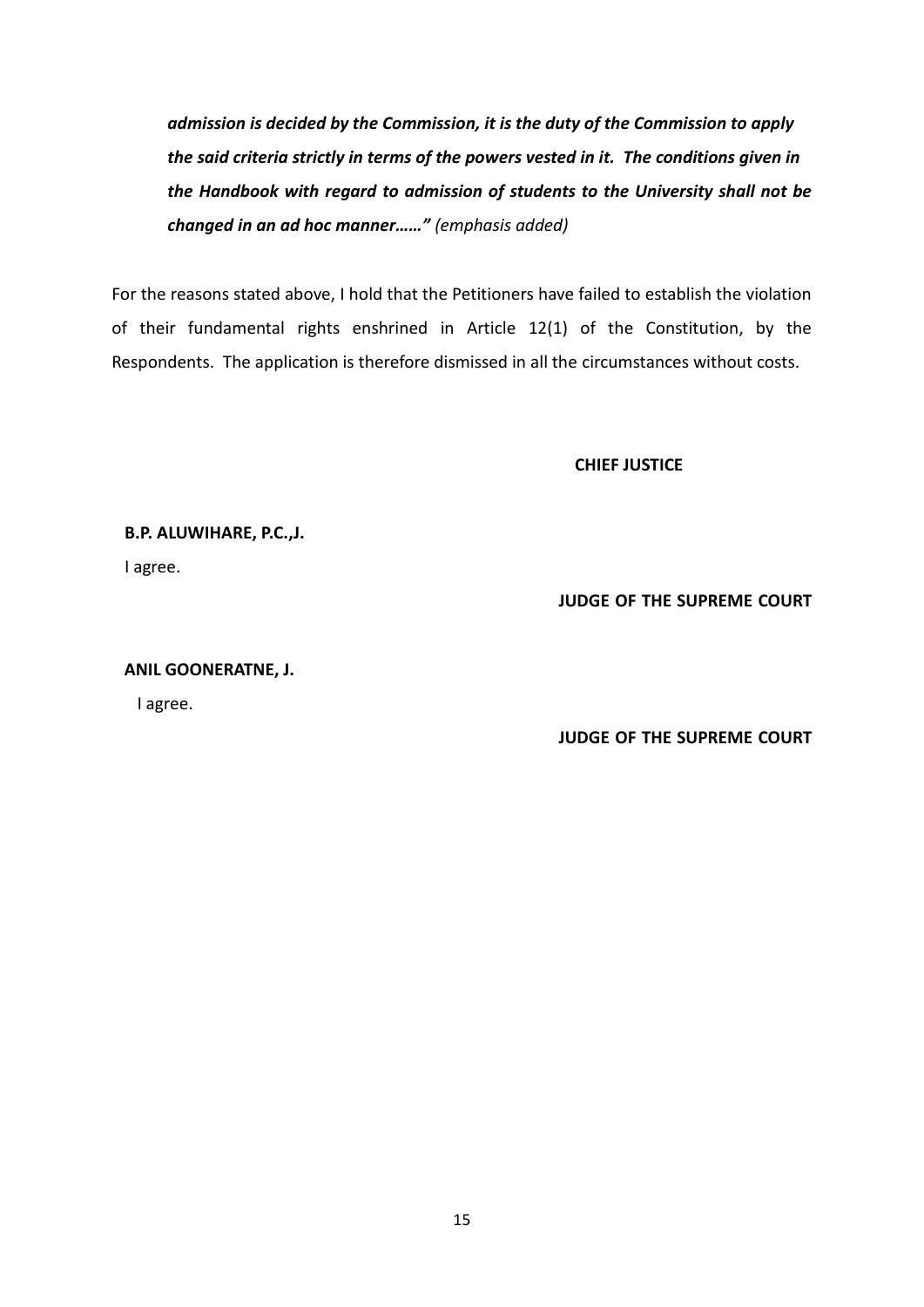***admission is decided by the Commission, it is the duty of the Commission to apply the said criteria strictly in terms of the powers vested in it. The conditions given in the Handbook with regard to admission of students to the University shall not be changed in an ad hoc manner……"*** *(emphasis added)*

For the reasons stated above, I hold that the Petitioners have failed to establish the violation of their fundamental rights enshrined in Article 12(1) of the Constitution, by the Respondents. The application is therefore dismissed in all the circumstances without costs.

**CHIEF JUSTICE**

**B.P. ALUWIHARE, P.C.,J.**

I agree.

**JUDGE OF THE SUPREME COURT**

**ANIL GOONERATNE, J.**

I agree.

**JUDGE OF THE SUPREME COURT**